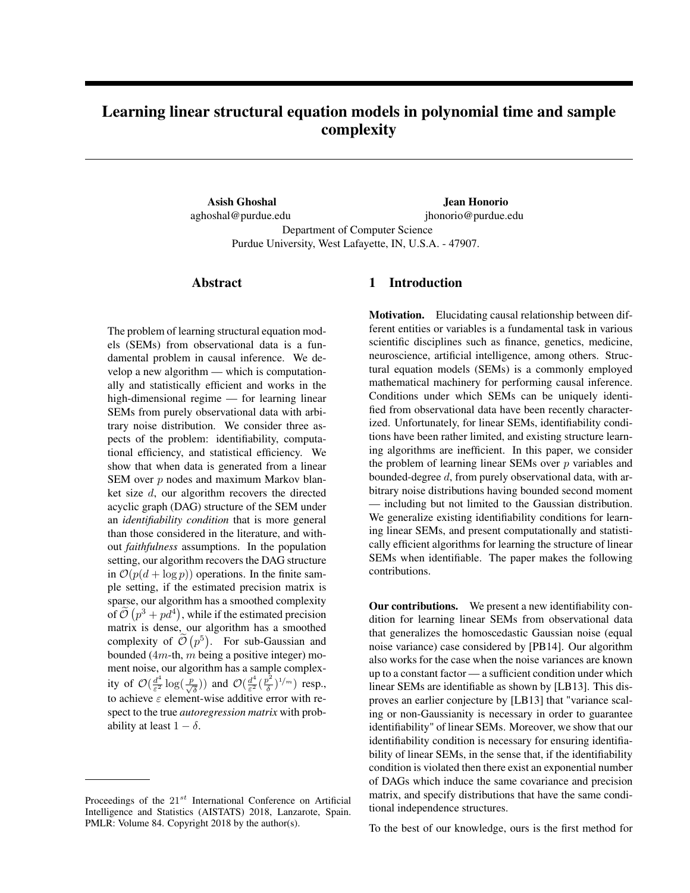# Learning linear structural equation models in polynomial time and sample complexity

**Asish Ghoshal**
aghoshal@purdue.edu

**Jean Honorio**
jhonorio@purdue.edu

Department of Computer Science
Purdue University, West Lafayette, IN, U.S.A. - 47907.

## Abstract

The problem of learning structural equation models (SEMs) from observational data is a fundamental problem in causal inference. We develop a new algorithm — which is computationally and statistically efficient and works in the high-dimensional regime — for learning linear SEMs from purely observational data with arbitrary noise distribution. We consider three aspects of the problem: identifiability, computational efficiency, and statistical efficiency. We show that when data is generated from a linear SEM over $p$ nodes and maximum Markov blanket size $d$, our algorithm recovers the directed acyclic graph (DAG) structure of the SEM under an *identifiability condition* that is more general than those considered in the literature, and without *faithfulness* assumptions. In the population setting, our algorithm recovers the DAG structure in $\mathcal{O}(p(d + \log p))$ operations. In the finite sample setting, if the estimated precision matrix is sparse, our algorithm has a smoothed complexity of $\widetilde{\mathcal{O}}\left(p^3 + pd^4\right)$, while if the estimated precision matrix is dense, our algorithm has a smoothed complexity of $\widetilde{\mathcal{O}}\left(p^5\right)$. For sub-Gaussian and bounded ($4m$-th, $m$ being a positive integer) moment noise, our algorithm has a sample complexity of $\mathcal{O}(\frac{d^4}{\varepsilon^2} \log(\frac{p}{\sqrt{\delta}}))$ and $\mathcal{O}(\frac{d^4}{\varepsilon^2} (\frac{p^2}{\delta})^{1/m})$ resp., to achieve $\varepsilon$ element-wise additive error with respect to the true *autoregression matrix* with probability at least $1 - \delta$.

## 1 Introduction

**Motivation.** Elucidating causal relationship between different entities or variables is a fundamental task in various scientific disciplines such as finance, genetics, medicine, neuroscience, artificial intelligence, among others. Structural equation models (SEMs) is a commonly employed mathematical machinery for performing causal inference. Conditions under which SEMs can be uniquely identified from observational data have been recently characterized. Unfortunately, for linear SEMs, identifiability conditions have been rather limited, and existing structure learning algorithms are inefficient. In this paper, we consider the problem of learning linear SEMs over $p$ variables and bounded-degree $d$, from purely observational data, with arbitrary noise distributions having bounded second moment — including but not limited to the Gaussian distribution. We generalize existing identifiability conditions for learning linear SEMs, and present computationally and statistically efficient algorithms for learning the structure of linear SEMs when identifiable. The paper makes the following contributions.

**Our contributions.** We present a new identifiability condition for learning linear SEMs from observational data that generalizes the homoscedastic Gaussian noise (equal noise variance) case considered by [PB14]. Our algorithm also works for the case when the noise variances are known up to a constant factor — a sufficient condition under which linear SEMs are identifiable as shown by [LB13]. This disproves an earlier conjecture by [LB13] that "variance scaling or non-Gaussianity is necessary in order to guarantee identifiability" of linear SEMs. Moreover, we show that our identifiability condition is necessary for ensuring identifiability of linear SEMs, in the sense that, if the identifiability condition is violated then there exist an exponential number of DAGs which induce the same covariance and precision matrix, and specify distributions that have the same conditional independence structures.

To the best of our knowledge, ours is the first method for

Proceedings of the 21[st] International Conference on Artificial Intelligence and Statistics (AISTATS) 2018, Lanzarote, Spain. PMLR: Volume 84. Copyright 2018 by the author(s).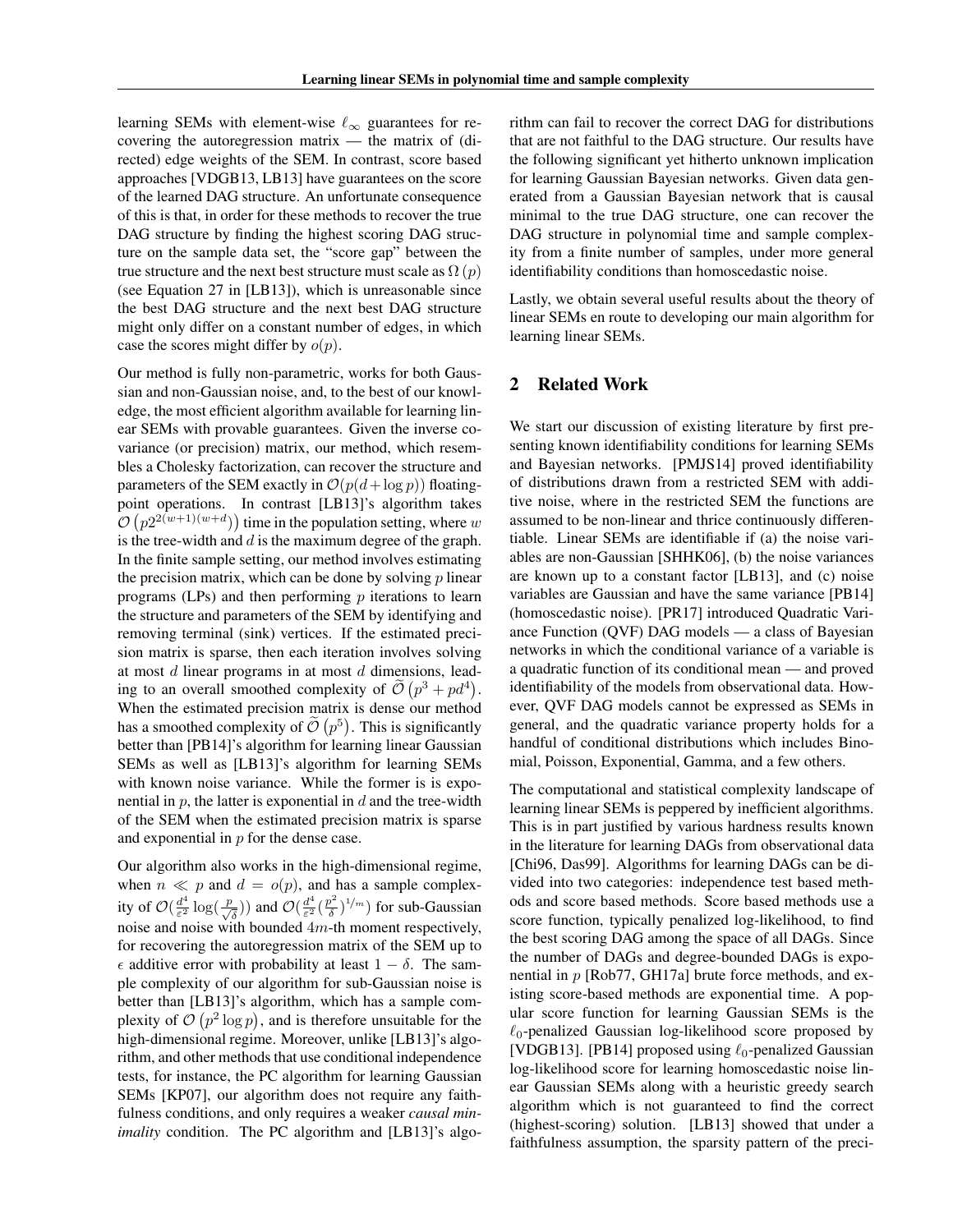learning SEMs with element-wise $\ell_\infty$ guarantees for recovering the autoregression matrix — the matrix of (directed) edge weights of the SEM. In contrast, score based approaches [VDGB13, LB13] have guarantees on the score of the learned DAG structure. An unfortunate consequence of this is that, in order for these methods to recover the true DAG structure by finding the highest scoring DAG structure on the sample data set, the "score gap" between the true structure and the next best structure must scale as $\Omega(p)$ (see Equation 27 in [LB13]), which is unreasonable since the best DAG structure and the next best DAG structure might only differ on a constant number of edges, in which case the scores might differ by $o(p)$.

Our method is fully non-parametric, works for both Gaussian and non-Gaussian noise, and, to the best of our knowledge, the most efficient algorithm available for learning linear SEMs with provable guarantees. Given the inverse covariance (or precision) matrix, our method, which resembles a Cholesky factorization, can recover the structure and parameters of the SEM exactly in $\mathcal{O}(p(d + \log p))$ floating-point operations. In contrast [LB13]'s algorithm takes $\mathcal{O}\left(p2^{2(w+1)(w+d)}\right)$ time in the population setting, where $w$ is the tree-width and $d$ is the maximum degree of the graph. In the finite sample setting, our method involves estimating the precision matrix, which can be done by solving $p$ linear programs (LPs) and then performing $p$ iterations to learn the structure and parameters of the SEM by identifying and removing terminal (sink) vertices. If the estimated precision matrix is sparse, then each iteration involves solving at most $d$ linear programs in at most $d$ dimensions, leading to an overall smoothed complexity of $\widetilde{\mathcal{O}}\left(p^3 + pd^4\right)$. When the estimated precision matrix is dense our method has a smoothed complexity of $\widetilde{\mathcal{O}}\left(p^5\right)$. This is significantly better than [PB14]'s algorithm for learning linear Gaussian SEMs as well as [LB13]'s algorithm for learning SEMs with known noise variance. While the former is is exponential in $p$, the latter is exponential in $d$ and the tree-width of the SEM when the estimated precision matrix is sparse and exponential in $p$ for the dense case.

Our algorithm also works in the high-dimensional regime, when $n \ll p$ and $d = o(p)$, and has a sample complexity of $\mathcal{O}(\frac{d^4}{\varepsilon^2}\log(\frac{p}{\sqrt{\delta}}))$ and $\mathcal{O}(\frac{d^4}{\varepsilon^2}(\frac{p^2}{\delta})^{1/m})$ for sub-Gaussian noise and noise with bounded $4m$-th moment respectively, for recovering the autoregression matrix of the SEM up to $\epsilon$ additive error with probability at least $1 - \delta$. The sample complexity of our algorithm for sub-Gaussian noise is better than [LB13]'s algorithm, which has a sample complexity of $\mathcal{O}\left(p^2 \log p\right)$, and is therefore unsuitable for the high-dimensional regime. Moreover, unlike [LB13]'s algorithm, and other methods that use conditional independence tests, for instance, the PC algorithm for learning Gaussian SEMs [KP07], our algorithm does not require any faithfulness conditions, and only requires a weaker *causal minimality* condition. The PC algorithm and [LB13]'s algorithm can fail to recover the correct DAG for distributions that are not faithful to the DAG structure. Our results have the following significant yet hitherto unknown implication for learning Gaussian Bayesian networks. Given data generated from a Gaussian Bayesian network that is causal minimal to the true DAG structure, one can recover the DAG structure in polynomial time and sample complexity from a finite number of samples, under more general identifiability conditions than homoscedastic noise.

Lastly, we obtain several useful results about the theory of linear SEMs en route to developing our main algorithm for learning linear SEMs.

## 2 Related Work

We start our discussion of existing literature by first presenting known identifiability conditions for learning SEMs and Bayesian networks. [PMJS14] proved identifiability of distributions drawn from a restricted SEM with additive noise, where in the restricted SEM the functions are assumed to be non-linear and thrice continuously differentiable. Linear SEMs are identifiable if (a) the noise variables are non-Gaussian [SHHK06], (b) the noise variances are known up to a constant factor [LB13], and (c) noise variables are Gaussian and have the same variance [PB14] (homoscedastic noise). [PR17] introduced Quadratic Variance Function (QVF) DAG models — a class of Bayesian networks in which the conditional variance of a variable is a quadratic function of its conditional mean — and proved identifiability of the models from observational data. However, QVF DAG models cannot be expressed as SEMs in general, and the quadratic variance property holds for a handful of conditional distributions which includes Binomial, Poisson, Exponential, Gamma, and a few others.

The computational and statistical complexity landscape of learning linear SEMs is peppered by inefficient algorithms. This is in part justified by various hardness results known in the literature for learning DAGs from observational data [Chi96, Das99]. Algorithms for learning DAGs can be divided into two categories: independence test based methods and score based methods. Score based methods use a score function, typically penalized log-likelihood, to find the best scoring DAG among the space of all DAGs. Since the number of DAGs and degree-bounded DAGs is exponential in $p$ [Rob77, GH17a] brute force methods, and existing score-based methods are exponential time. A popular score function for learning Gaussian SEMs is the $\ell_0$-penalized Gaussian log-likelihood score proposed by [VDGB13]. [PB14] proposed using $\ell_0$-penalized Gaussian log-likelihood score for learning homoscedastic noise linear Gaussian SEMs along with a heuristic greedy search algorithm which is not guaranteed to find the correct (highest-scoring) solution. [LB13] showed that under a faithfulness assumption, the sparsity pattern of the preci-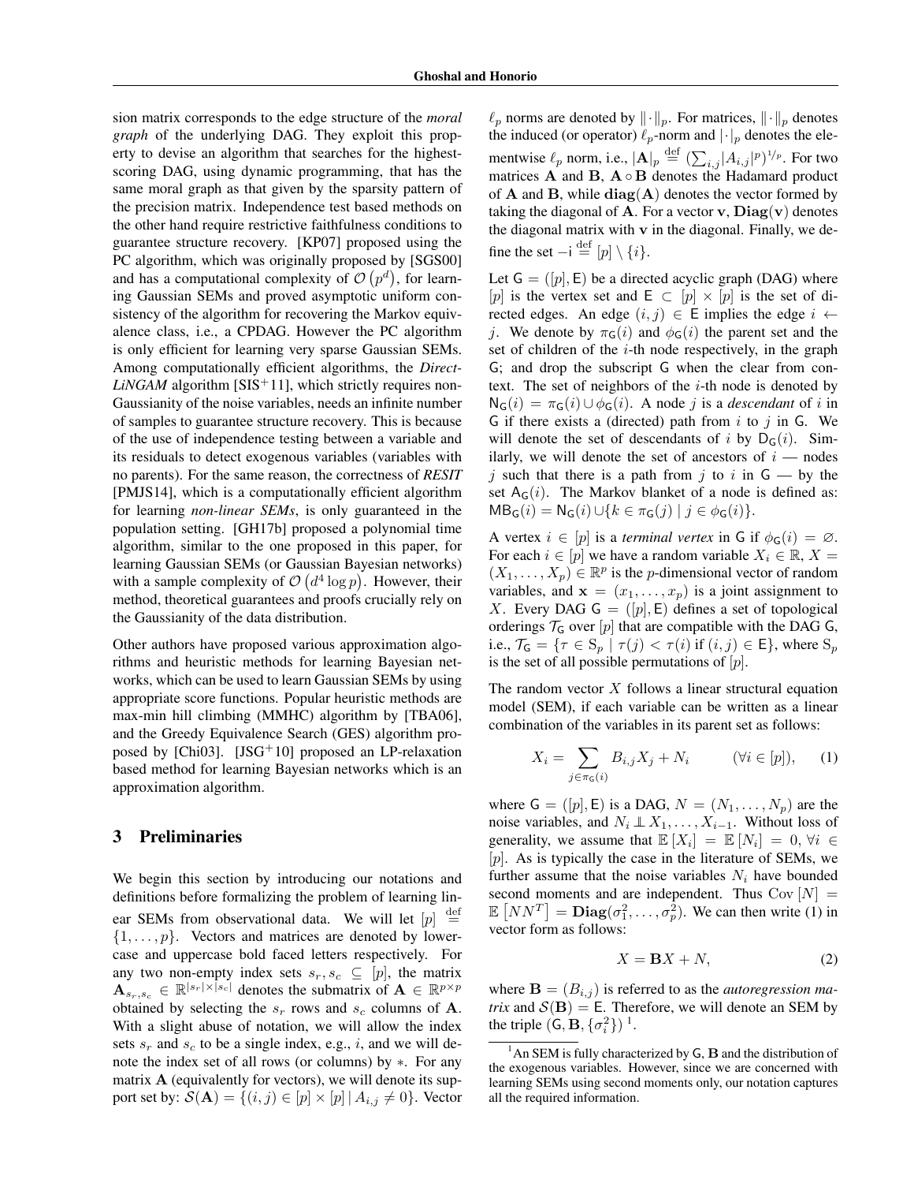sion matrix corresponds to the edge structure of the *moral graph* of the underlying DAG. They exploit this property to devise an algorithm that searches for the highest-scoring DAG, using dynamic programming, that has the same moral graph as that given by the sparsity pattern of the precision matrix. Independence test based methods on the other hand require restrictive faithfulness conditions to guarantee structure recovery. [KP07] proposed using the PC algorithm, which was originally proposed by [SGS00] and has a computational complexity of $\mathcal{O}\left(p^d\right)$, for learning Gaussian SEMs and proved asymptotic uniform consistency of the algorithm for recovering the Markov equivalence class, i.e., a CPDAG. However the PC algorithm is only efficient for learning very sparse Gaussian SEMs. Among computationally efficient algorithms, the *Direct-LiNGAM* algorithm [SIS+11], which strictly requires non-Gaussianity of the noise variables, needs an infinite number of samples to guarantee structure recovery. This is because of the use of independence testing between a variable and its residuals to detect exogenous variables (variables with no parents). For the same reason, the correctness of *RESIT* [PMJS14], which is a computationally efficient algorithm for learning *non-linear SEMs*, is only guaranteed in the population setting. [GH17b] proposed a polynomial time algorithm, similar to the one proposed in this paper, for learning Gaussian SEMs (or Gaussian Bayesian networks) with a sample complexity of $\mathcal{O}\left(d^4 \log p\right)$. However, their method, theoretical guarantees and proofs crucially rely on the Gaussianity of the data distribution.

Other authors have proposed various approximation algorithms and heuristic methods for learning Bayesian networks, which can be used to learn Gaussian SEMs by using appropriate score functions. Popular heuristic methods are max-min hill climbing (MMHC) algorithm by [TBA06], and the Greedy Equivalence Search (GES) algorithm proposed by [Chi03]. [JSG+10] proposed an LP-relaxation based method for learning Bayesian networks which is an approximation algorithm.

## 3 Preliminaries

We begin this section by introducing our notations and definitions before formalizing the problem of learning linear SEMs from observational data. We will let $[p] \stackrel{\text{def}}{=} \{1, \ldots, p\}$. Vectors and matrices are denoted by lowercase and uppercase bold faced letters respectively. For any two non-empty index sets $s_r, s_c \subseteq [p]$, the matrix $\mathbf{A}_{s_r,s_c} \in \mathbb{R}^{|s_r| \times |s_c|}$ denotes the submatrix of $\mathbf{A} \in \mathbb{R}^{p \times p}$ obtained by selecting the $s_r$ rows and $s_c$ columns of $\mathbf{A}$. With a slight abuse of notation, we will allow the index sets $s_r$ and $s_c$ to be a single index, e.g., $i$, and we will denote the index set of all rows (or columns) by $*$. For any matrix $\mathbf{A}$ (equivalently for vectors), we will denote its support set by: $\mathcal{S}(\mathbf{A}) = \{(i,j) \in [p] \times [p] \mid A_{i,j} \neq 0\}$. Vector $\ell_p$ norms are denoted by $\|\cdot\|_p$. For matrices, $\|\cdot\|_p$ denotes the induced (or operator) $\ell_p$-norm and $|\cdot|_p$ denotes the elementwise $\ell_p$ norm, i.e., $|\mathbf{A}|_p \stackrel{\text{def}}{=} (\sum_{i,j} |A_{i,j}|^p)^{1/p}$. For two matrices $\mathbf{A}$ and $\mathbf{B}$, $\mathbf{A} \circ \mathbf{B}$ denotes the Hadamard product of $\mathbf{A}$ and $\mathbf{B}$, while $\mathbf{diag}(\mathbf{A})$ denotes the vector formed by taking the diagonal of $\mathbf{A}$. For a vector $\mathbf{v}$, $\mathbf{Diag}(\mathbf{v})$ denotes the diagonal matrix with $\mathbf{v}$ in the diagonal. Finally, we define the set $-\mathsf{i} \stackrel{\text{def}}{=} [p] \setminus \{i\}$.

Let $\mathsf{G} = ([p], \mathsf{E})$ be a directed acyclic graph (DAG) where $[p]$ is the vertex set and $\mathsf{E} \subset [p] \times [p]$ is the set of directed edges. An edge $(i, j) \in \mathsf{E}$ implies the edge $i \leftarrow j$. We denote by $\pi_{\mathsf{G}}(i)$ and $\phi_{\mathsf{G}}(i)$ the parent set and the set of children of the $i$-th node respectively, in the graph $\mathsf{G}$; and drop the subscript $\mathsf{G}$ when the clear from context. The set of neighbors of the $i$-th node is denoted by $\mathsf{N}_{\mathsf{G}}(i) = \pi_{\mathsf{G}}(i) \cup \phi_{\mathsf{G}}(i)$. A node $j$ is a *descendant* of $i$ in $\mathsf{G}$ if there exists a (directed) path from $i$ to $j$ in $\mathsf{G}$. We will denote the set of descendants of $i$ by $\mathsf{D}_{\mathsf{G}}(i)$. Similarly, we will denote the set of ancestors of $i$ — nodes $j$ such that there is a path from $j$ to $i$ in $\mathsf{G}$ — by the set $\mathsf{A}_{\mathsf{G}}(i)$. The Markov blanket of a node is defined as: $\mathsf{MB}_{\mathsf{G}}(i) = \mathsf{N}_{\mathsf{G}}(i) \cup \{k \in \pi_{\mathsf{G}}(j) \mid j \in \phi_{\mathsf{G}}(i)\}$.

A vertex $i \in [p]$ is a *terminal vertex* in $\mathsf{G}$ if $\phi_{\mathsf{G}}(i) = \varnothing$. For each $i \in [p]$ we have a random variable $X_i \in \mathbb{R}$, $X = (X_1, \ldots, X_p) \in \mathbb{R}^p$ is the $p$-dimensional vector of random variables, and $\mathbf{x} = (x_1, \ldots, x_p)$ is a joint assignment to $X$. Every DAG $\mathsf{G} = ([p], \mathsf{E})$ defines a set of topological orderings $\mathcal{T}_{\mathsf{G}}$ over $[p]$ that are compatible with the DAG $\mathsf{G}$, i.e., $\mathcal{T}_{\mathsf{G}} = \{\tau \in \mathrm{S}_p \mid \tau(j) < \tau(i) \text{ if } (i,j) \in \mathsf{E}\}$, where $\mathrm{S}_p$ is the set of all possible permutations of $[p]$.

The random vector $X$ follows a linear structural equation model (SEM), if each variable can be written as a linear combination of the variables in its parent set as follows:

$$X_i = \sum_{j \in \pi_{\mathsf{G}}(i)} B_{i,j} X_j + N_i \qquad (\forall i \in [p]), \qquad (1)$$

where $\mathsf{G} = ([p], \mathsf{E})$ is a DAG, $N = (N_1, \ldots, N_p)$ are the noise variables, and $N_i \perp\!\!\!\perp X_1, \ldots, X_{i-1}$. Without loss of generality, we assume that $\mathbb{E}[X_i] = \mathbb{E}[N_i] = 0$, $\forall i \in [p]$. As is typically the case in the literature of SEMs, we further assume that the noise variables $N_i$ have bounded second moments and are independent. Thus $\mathrm{Cov}[N] = \mathbb{E}\left[NN^T\right] = \mathbf{Diag}(\sigma_1^2, \ldots, \sigma_p^2)$. We can then write (1) in vector form as follows:

$$X = \mathbf{B}X + N, \qquad (2)$$

where $\mathbf{B} = (B_{i,j})$ is referred to as the *autoregression matrix* and $\mathcal{S}(\mathbf{B}) = \mathsf{E}$. Therefore, we will denote an SEM by the triple $(\mathsf{G}, \mathbf{B}, \{\sigma_i^2\})$ [1].

[1] An SEM is fully characterized by $\mathsf{G}$, $\mathbf{B}$ and the distribution of the exogenous variables. However, since we are concerned with learning SEMs using second moments only, our notation captures all the required information.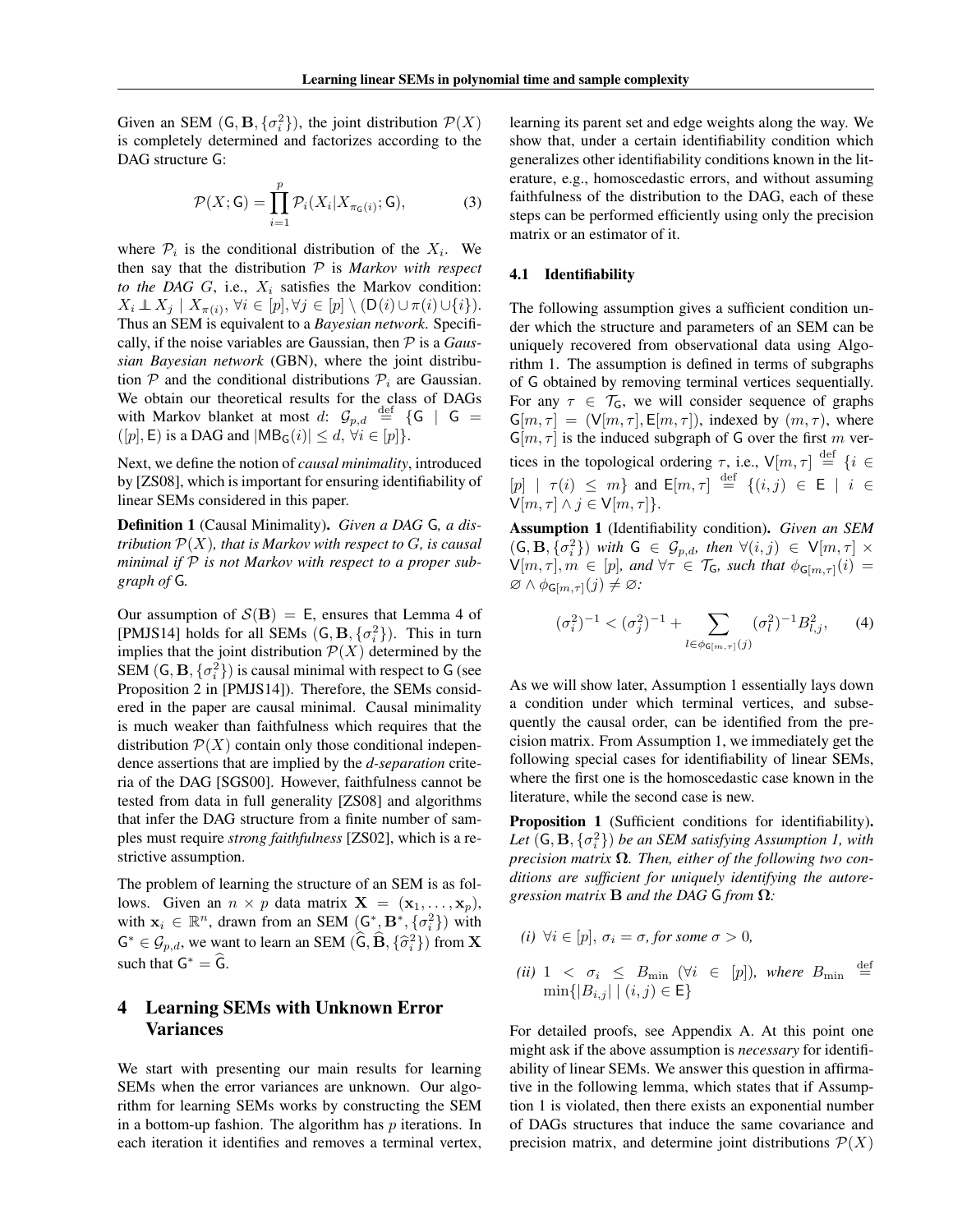Given an SEM $(\mathsf{G}, \mathbf{B}, \{\sigma_i^2\})$, the joint distribution $\mathcal{P}(X)$ is completely determined and factorizes according to the DAG structure $\mathsf{G}$:

$$\mathcal{P}(X; \mathsf{G}) = \prod_{i=1}^{p} \mathcal{P}_i(X_i | X_{\pi_{\mathsf{G}}(i)}; \mathsf{G}), \tag{3}$$

where $\mathcal{P}_i$ is the conditional distribution of the $X_i$. We then say that the distribution $\mathcal{P}$ is *Markov with respect to the DAG $G$*, i.e., $X_i$ satisfies the Markov condition: $X_i \perp\!\!\!\perp X_j \mid X_{\pi(i)}, \forall i \in [p], \forall j \in [p] \setminus (\mathsf{D}(i) \cup \pi(i) \cup \{i\})$. Thus an SEM is equivalent to a *Bayesian network*. Specifically, if the noise variables are Gaussian, then $\mathcal{P}$ is a *Gaussian Bayesian network* (GBN), where the joint distribution $\mathcal{P}$ and the conditional distributions $\mathcal{P}_i$ are Gaussian. We obtain our theoretical results for the class of DAGs with Markov blanket at most $d$: $\mathcal{G}_{p,d} \stackrel{\text{def}}{=} \{\mathsf{G} \mid \mathsf{G} = ([p], \mathsf{E})$ is a DAG and $|\mathsf{MB}_{\mathsf{G}}(i)| \leq d, \forall i \in [p]\}$.

Next, we define the notion of *causal minimality*, introduced by [ZS08], which is important for ensuring identifiability of linear SEMs considered in this paper.

**Definition 1** (Causal Minimality). *Given a DAG $\mathsf{G}$, a distribution $\mathcal{P}(X)$, that is Markov with respect to $G$, is causal minimal if $\mathcal{P}$ is not Markov with respect to a proper subgraph of $\mathsf{G}$.*

Our assumption of $\mathcal{S}(\mathbf{B}) = \mathsf{E}$, ensures that Lemma 4 of [PMJS14] holds for all SEMs $(\mathsf{G}, \mathbf{B}, \{\sigma_i^2\})$. This in turn implies that the joint distribution $\mathcal{P}(X)$ determined by the SEM $(\mathsf{G}, \mathbf{B}, \{\sigma_i^2\})$ is causal minimal with respect to $\mathsf{G}$ (see Proposition 2 in [PMJS14]). Therefore, the SEMs considered in the paper are causal minimal. Causal minimality is much weaker than faithfulness which requires that the distribution $\mathcal{P}(X)$ contain only those conditional independence assertions that are implied by the *d-separation* criteria of the DAG [SGS00]. However, faithfulness cannot be tested from data in full generality [ZS08] and algorithms that infer the DAG structure from a finite number of samples must require *strong faithfulness* [ZS02], which is a restrictive assumption.

The problem of learning the structure of an SEM is as follows. Given an $n \times p$ data matrix $\mathbf{X} = (\mathbf{x}_1, \ldots, \mathbf{x}_p)$, with $\mathbf{x}_i \in \mathbb{R}^n$, drawn from an SEM $(\mathsf{G}^*, \mathbf{B}^*, \{\sigma_i^2\})$ with $\mathsf{G}^* \in \mathcal{G}_{p,d}$, we want to learn an SEM $(\widehat{\mathsf{G}}, \widehat{\mathbf{B}}, \{\widehat{\sigma}_i^2\})$ from $\mathbf{X}$ such that $\mathsf{G}^* = \widehat{\mathsf{G}}$.

# 4 Learning SEMs with Unknown Error Variances

We start with presenting our main results for learning SEMs when the error variances are unknown. Our algorithm for learning SEMs works by constructing the SEM in a bottom-up fashion. The algorithm has $p$ iterations. In each iteration it identifies and removes a terminal vertex, learning its parent set and edge weights along the way. We show that, under a certain identifiability condition which generalizes other identifiability conditions known in the literature, e.g., homoscedastic errors, and without assuming faithfulness of the distribution to the DAG, each of these steps can be performed efficiently using only the precision matrix or an estimator of it.

## 4.1 Identifiability

The following assumption gives a sufficient condition under which the structure and parameters of an SEM can be uniquely recovered from observational data using Algorithm 1. The assumption is defined in terms of subgraphs of $\mathsf{G}$ obtained by removing terminal vertices sequentially. For any $\tau \in \mathcal{T}_{\mathsf{G}}$, we will consider sequence of graphs $\mathsf{G}[m, \tau] = (\mathsf{V}[m, \tau], \mathsf{E}[m, \tau])$, indexed by $(m, \tau)$, where $\mathsf{G}[m, \tau]$ is the induced subgraph of $\mathsf{G}$ over the first $m$ vertices in the topological ordering $\tau$, i.e., $\mathsf{V}[m, \tau] \stackrel{\text{def}}{=} \{i \in [p] \mid \tau(i) \leq m\}$ and $\mathsf{E}[m, \tau] \stackrel{\text{def}}{=} \{(i, j) \in \mathsf{E} \mid i \in \mathsf{V}[m, \tau] \wedge j \in \mathsf{V}[m, \tau]\}$.

**Assumption 1** (Identifiability condition). *Given an SEM $(\mathsf{G}, \mathbf{B}, \{\sigma_i^2\})$ with $\mathsf{G} \in \mathcal{G}_{p,d}$, then $\forall (i, j) \in \mathsf{V}[m, \tau] \times \mathsf{V}[m, \tau], m \in [p]$, and $\forall \tau \in \mathcal{T}_{\mathsf{G}}$, such that $\phi_{\mathsf{G}[m,\tau]}(i) = \varnothing \wedge \phi_{\mathsf{G}[m,\tau]}(j) \neq \varnothing$:*

$$(\sigma_i^2)^{-1} < (\sigma_j^2)^{-1} + \sum_{l \in \phi_{\mathsf{G}[m,\tau]}(j)} (\sigma_l^2)^{-1} B_{l,j}^2, \tag{4}$$

As we will show later, Assumption 1 essentially lays down a condition under which terminal vertices, and subsequently the causal order, can be identified from the precision matrix. From Assumption 1, we immediately get the following special cases for identifiability of linear SEMs, where the first one is the homoscedastic case known in the literature, while the second case is new.

**Proposition 1** (Sufficient conditions for identifiability). *Let $(\mathsf{G}, \mathbf{B}, \{\sigma_i^2\})$ be an SEM satisfying Assumption 1, with precision matrix $\mathbf{\Omega}$. Then, either of the following two conditions are sufficient for uniquely identifying the autoregression matrix $\mathbf{B}$ and the DAG $\mathsf{G}$ from $\mathbf{\Omega}$:*

*(i)* $\forall i \in [p]$, $\sigma_i = \sigma$, *for some* $\sigma > 0$,

*(ii)* $1 < \sigma_i \leq B_{\min}$ $(\forall i \in [p])$, *where* $B_{\min} \stackrel{\text{def}}{=} \min\{|B_{i,j}| \mid (i, j) \in \mathsf{E}\}$

For detailed proofs, see Appendix A. At this point one might ask if the above assumption is *necessary* for identifiability of linear SEMs. We answer this question in affirmative in the following lemma, which states that if Assumption 1 is violated, then there exists an exponential number of DAGs structures that induce the same covariance and precision matrix, and determine joint distributions $\mathcal{P}(X)$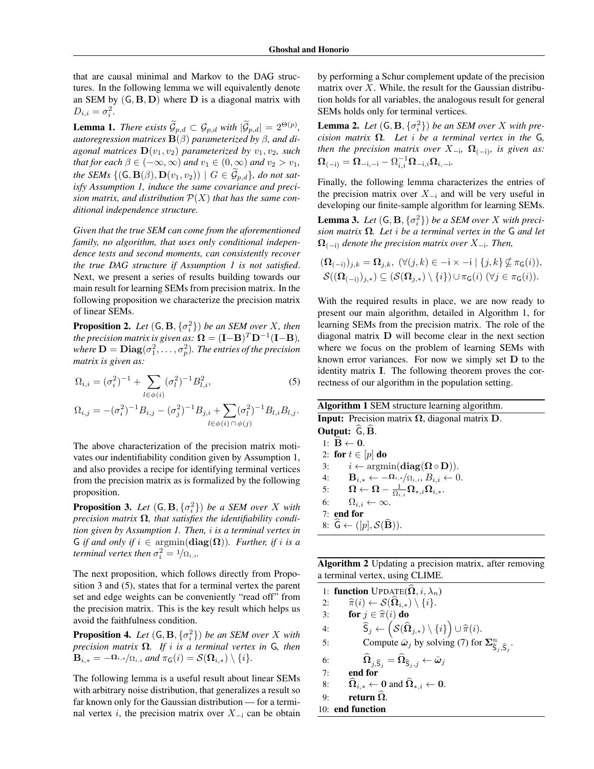that are causal minimal and Markov to the DAG structures. In the following lemma we will equivalently denote an SEM by $(\mathsf{G}, \mathbf{B}, \mathbf{D})$ where $\mathbf{D}$ is a diagonal matrix with $D_{i,i} = \sigma_i^2$.

**Lemma 1.** *There exists $\widetilde{\mathcal{G}}_{p,d} \subset \mathcal{G}_{p,d}$ with $|\widetilde{\mathcal{G}}_{p,d}| = 2^{\Theta(p)}$, autoregression matrices $\mathbf{B}(\beta)$ parameterized by $\beta$, and diagonal matrices $\mathbf{D}(v_1, v_2)$ parameterized by $v_1, v_2$, such that for each $\beta \in (-\infty, \infty)$ and $v_1 \in (0, \infty)$ and $v_2 > v_1$, the SEMs $\{(\mathsf{G}, \mathbf{B}(\beta), \mathbf{D}(v_1, v_2)) \mid G \in \widetilde{\mathcal{G}}_{p,d}\}$, do not satisfy Assumption 1, induce the same covariance and precision matrix, and distribution $\mathcal{P}(X)$ that has the same conditional independence structure.*

*Given that the true SEM can come from the aforementioned family, no algorithm, that uses only conditional independence tests and second moments, can consistently recover the true DAG structure if Assumption 1 is not satisfied*. Next, we present a series of results building towards our main result for learning SEMs from precision matrix. In the following proposition we characterize the precision matrix of linear SEMs.

**Proposition 2.** *Let $(\mathsf{G}, \mathbf{B}, \{\sigma_i^2\})$ be an SEM over $X$, then the precision matrix is given as: $\mathbf{\Omega} = (\mathbf{I}-\mathbf{B})^T\mathbf{D}^{-1}(\mathbf{I}-\mathbf{B})$, where $\mathbf{D} = \mathbf{Diag}(\sigma_1^2, \ldots, \sigma_p^2)$. The entries of the precision matrix is given as:*

$$\Omega_{i,i} = (\sigma_i^2)^{-1} + \sum_{l \in \phi(i)} (\sigma_l^2)^{-1} B_{l,i}^2, \tag{5}$$

$$\Omega_{i,j} = -(\sigma_i^2)^{-1}B_{i,j} - (\sigma_j^2)^{-1}B_{j,i} + \sum_{l \in \phi(i) \cap \phi(j)} (\sigma_l^2)^{-1} B_{l,i}B_{l,j}.$$

The above characterization of the precision matrix motivates our indentifiability condition given by Assumption 1, and also provides a recipe for identifying terminal vertices from the precision matrix as is formalized by the following proposition.

**Proposition 3.** *Let $(\mathsf{G}, \mathbf{B}, \{\sigma_i^2\})$ be a SEM over $X$ with precision matrix $\mathbf{\Omega}$, that satisfies the identifiability condition given by Assumption 1. Then, $i$ is a terminal vertex in $\mathsf{G}$ if and only if $i \in \operatorname{argmin}(\mathbf{diag}(\mathbf{\Omega}))$. Further, if $i$ is a terminal vertex then $\sigma_i^2 = {}^1\!/\Omega_{i,i}$.*

The next proposition, which follows directly from Proposition 3 and (5), states that for a terminal vertex the parent set and edge weights can be conveniently "read off" from the precision matrix. This is the key result which helps us avoid the faithfulness condition.

**Proposition 4.** *Let $(\mathsf{G}, \mathbf{B}, \{\sigma_i^2\})$ be an SEM over $X$ with precision matrix $\mathbf{\Omega}$. If $i$ is a terminal vertex in $\mathsf{G}$, then $\mathbf{B}_{i,*} = -{}^{\mathbf{\Omega}_{i,*}}\!/_{\Omega_{i,i}}$ and $\pi_{\mathsf{G}}(i) = \mathcal{S}(\mathbf{\Omega}_{i,*}) \setminus \{i\}$.*

The following lemma is a useful result about linear SEMs with arbitrary noise distribution, that generalizes a result so far known only for the Gaussian distribution — for a terminal vertex $i$, the precision matrix over $X_{-\mathrm{i}}$ can be obtain by performing a Schur complement update of the precision matrix over $X$. While, the result for the Gaussian distribution holds for all variables, the analogous result for general SEMs holds only for terminal vertices.

**Lemma 2.** *Let $(\mathsf{G}, \mathbf{B}, \{\sigma_i^2\})$ be an SEM over $X$ with precision matrix $\mathbf{\Omega}$. Let $i$ be a terminal vertex in the $\mathsf{G}$, then the precision matrix over $X_{-\mathrm{i}}$, $\mathbf{\Omega}_{(-\mathrm{i})}$, is given as: $\mathbf{\Omega}_{(-\mathrm{i})} = \mathbf{\Omega}_{-\mathrm{i},-\mathrm{i}} - \Omega_{i,i}^{-1}\mathbf{\Omega}_{-\mathrm{i},i}\mathbf{\Omega}_{i,-\mathrm{i}}$.*

Finally, the following lemma characterizes the entries of the precision matrix over $X_{-\mathrm{i}}$ and will be very useful in developing our finite-sample algorithm for learning SEMs.

**Lemma 3.** *Let $(\mathsf{G}, \mathbf{B}, \{\sigma_i^2\})$ be a SEM over $X$ with precision matrix $\mathbf{\Omega}$. Let $i$ be a terminal vertex in the $\mathsf{G}$ and let $\mathbf{\Omega}_{(-\mathrm{i})}$ denote the precision matrix over $X_{-\mathrm{i}}$. Then,*

$$(\mathbf{\Omega}_{(-\mathrm{i})})_{j,k} = \mathbf{\Omega}_{j,k},\ (\forall (j,k) \in -\mathrm{i} \times -\mathrm{i} \mid \{j,k\} \not\subseteq \pi_{\mathsf{G}}(i)),$$
$$\mathcal{S}((\mathbf{\Omega}_{(-\mathrm{i})})_{j,*}) \subseteq (\mathcal{S}(\mathbf{\Omega}_{j,*}) \setminus \{i\}) \cup \pi_{\mathsf{G}}(i)\ (\forall j \in \pi_{\mathsf{G}}(i)).$$

With the required results in place, we are now ready to present our main algorithm, detailed in Algorithm 1, for learning SEMs from the precision matrix. The role of the diagonal matrix $\mathbf{D}$ will become clear in the next section where we focus on the problem of learning SEMs with known error variances. For now we simply set $\mathbf{D}$ to the identity matrix $\mathbf{I}$. The following theorem proves the correctness of our algorithm in the population setting.

**Algorithm 1** SEM structure learning algorithm.

**Input:** Precision matrix $\mathbf{\Omega}$, diagonal matrix $\mathbf{D}$.
**Output:** $\widehat{\mathsf{G}}, \widehat{\mathbf{B}}$.

1: $\widehat{\mathbf{B}} \leftarrow \mathbf{0}$.
2: **for** $t \in [p]$ **do**
3: $\quad i \leftarrow \operatorname{argmin}(\mathbf{diag}(\mathbf{\Omega} \circ \mathbf{D}))$.
4: $\quad \mathbf{B}_{i,*} \leftarrow -{}^{\mathbf{\Omega}_{i,*}}\!/_{\Omega_{i,i}}$, $B_{i,i} \leftarrow 0$.
5: $\quad \mathbf{\Omega} \leftarrow \mathbf{\Omega} - \frac{1}{\Omega_{i,i}}\mathbf{\Omega}_{*,i}\mathbf{\Omega}_{i,*}$.
6: $\quad \Omega_{i,i} \leftarrow \infty$.
7: **end for**
8: $\widehat{\mathsf{G}} \leftarrow ([p], \mathcal{S}(\widehat{\mathbf{B}}))$.

**Algorithm 2** Updating a precision matrix, after removing a terminal vertex, using CLIME.

1: **function** UPDATE($\widehat{\mathbf{\Omega}}, i, \lambda_n$)
2: $\quad \widehat{\pi}(i) \leftarrow \mathcal{S}(\widehat{\mathbf{\Omega}}_{i,*}) \setminus \{i\}$.
3: $\quad$ **for** $j \in \widehat{\pi}(i)$ **do**
4: $\quad\quad \widehat{\mathsf{S}}_j \leftarrow \left(\mathcal{S}(\widehat{\mathbf{\Omega}}_{j,*}) \setminus \{i\}\right) \cup \widehat{\pi}(i)$.
5: $\quad\quad$ Compute $\bar{\boldsymbol{\omega}}_j$ by solving (7) for $\mathbf{\Sigma}^n_{\widehat{\mathsf{S}}_j,\widehat{\mathsf{S}}_j}$.
6: $\quad\quad \widehat{\mathbf{\Omega}}_{j,\widehat{\mathsf{S}}_j} = \widehat{\mathbf{\Omega}}_{\widehat{\mathsf{S}}_j,j} \leftarrow \bar{\boldsymbol{\omega}}_j$
7: $\quad$ **end for**
8: $\quad \widehat{\mathbf{\Omega}}_{i,*} \leftarrow \mathbf{0}$ and $\widehat{\mathbf{\Omega}}_{*,i} \leftarrow \mathbf{0}$.
9: $\quad$ **return** $\widehat{\mathbf{\Omega}}$.
10: **end function**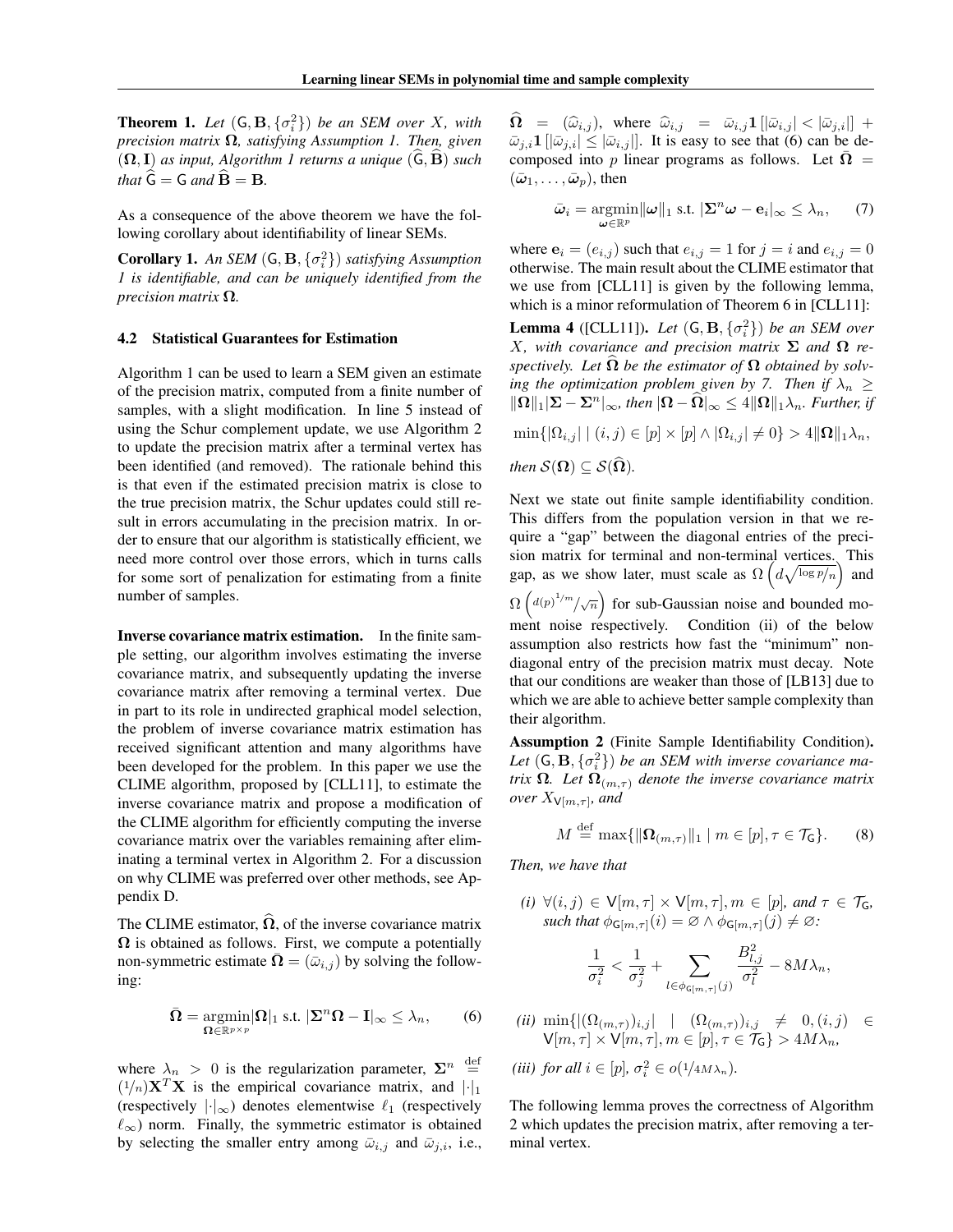**Theorem 1.** *Let $(\mathsf{G}, \mathbf{B}, \{\sigma_i^2\})$ be an SEM over $X$, with precision matrix $\mathbf{\Omega}$, satisfying Assumption 1. Then, given $(\mathbf{\Omega}, \mathbf{I})$ as input, Algorithm 1 returns a unique $(\widehat{\mathsf{G}}, \widehat{\mathbf{B}})$ such that $\widehat{\mathsf{G}} = \mathsf{G}$ and $\widehat{\mathbf{B}} = \mathbf{B}$.*

As a consequence of the above theorem we have the following corollary about identifiability of linear SEMs.

**Corollary 1.** *An SEM $(\mathsf{G}, \mathbf{B}, \{\sigma_i^2\})$ satisfying Assumption 1 is identifiable, and can be uniquely identified from the precision matrix $\mathbf{\Omega}$.*

### 4.2 Statistical Guarantees for Estimation

Algorithm 1 can be used to learn a SEM given an estimate of the precision matrix, computed from a finite number of samples, with a slight modification. In line 5 instead of using the Schur complement update, we use Algorithm 2 to update the precision matrix after a terminal vertex has been identified (and removed). The rationale behind this is that even if the estimated precision matrix is close to the true precision matrix, the Schur updates could still result in errors accumulating in the precision matrix. In order to ensure that our algorithm is statistically efficient, we need more control over those errors, which in turns calls for some sort of penalization for estimating from a finite number of samples.

**Inverse covariance matrix estimation.** In the finite sample setting, our algorithm involves estimating the inverse covariance matrix, and subsequently updating the inverse covariance matrix after removing a terminal vertex. Due in part to its role in undirected graphical model selection, the problem of inverse covariance matrix estimation has received significant attention and many algorithms have been developed for the problem. In this paper we use the CLIME algorithm, proposed by [CLL11], to estimate the inverse covariance matrix and propose a modification of the CLIME algorithm for efficiently computing the inverse covariance matrix over the variables remaining after eliminating a terminal vertex in Algorithm 2. For a discussion on why CLIME was preferred over other methods, see Appendix D.

The CLIME estimator, $\widehat{\mathbf{\Omega}}$, of the inverse covariance matrix $\mathbf{\Omega}$ is obtained as follows. First, we compute a potentially non-symmetric estimate $\mathbf{\Omega} = (\bar{\omega}_{i,j})$ by solving the following:

$$\bar{\mathbf{\Omega}} = \underset{\mathbf{\Omega} \in \mathbb{R}^{p \times p}}{\operatorname{argmin}} |\mathbf{\Omega}|_1 \text{ s.t. } |\mathbf{\Sigma}^n \mathbf{\Omega} - \mathbf{I}|_\infty \leq \lambda_n, \tag{6}$$

where $\lambda_n > 0$ is the regularization parameter, $\mathbf{\Sigma}^n \overset{\text{def}}{=} (1/n)\mathbf{X}^T\mathbf{X}$ is the empirical covariance matrix, and $|\cdot|_1$ (respectively $|\cdot|_\infty$) denotes elementwise $\ell_1$ (respectively $\ell_\infty$) norm. Finally, the symmetric estimator is obtained by selecting the smaller entry among $\bar{\omega}_{i,j}$ and $\bar{\omega}_{j,i}$, i.e., $\widehat{\mathbf{\Omega}} = (\widehat{\omega}_{i,j})$, where $\widehat{\omega}_{i,j} = \bar{\omega}_{i,j}\mathbf{1}\left[|\bar{\omega}_{i,j}| < |\bar{\omega}_{j,i}|\right] + \bar{\omega}_{j,i}\mathbf{1}\left[|\bar{\omega}_{j,i}| \leq |\bar{\omega}_{i,j}|\right]$. It is easy to see that (6) can be decomposed into $p$ linear programs as follows. Let $\bar{\mathbf{\Omega}} = (\bar{\boldsymbol{\omega}}_1, \ldots, \bar{\boldsymbol{\omega}}_p)$, then

$$\bar{\boldsymbol{\omega}}_i = \underset{\boldsymbol{\omega} \in \mathbb{R}^p}{\operatorname{argmin}} \|\boldsymbol{\omega}\|_1 \text{ s.t. } |\mathbf{\Sigma}^n \boldsymbol{\omega} - \mathbf{e}_i|_\infty \leq \lambda_n, \tag{7}$$

where $\mathbf{e}_i = (e_{i,j})$ such that $e_{i,j} = 1$ for $j = i$ and $e_{i,j} = 0$ otherwise. The main result about the CLIME estimator that we use from [CLL11] is given by the following lemma, which is a minor reformulation of Theorem 6 in [CLL11]:

**Lemma 4** ([CLL11])**.** *Let $(\mathsf{G}, \mathbf{B}, \{\sigma_i^2\})$ be an SEM over $X$, with covariance and precision matrix $\mathbf{\Sigma}$ and $\mathbf{\Omega}$ respectively. Let $\widehat{\mathbf{\Omega}}$ be the estimator of $\mathbf{\Omega}$ obtained by solving the optimization problem given by 7. Then if $\lambda_n \geq \|\mathbf{\Omega}\|_1 |\mathbf{\Sigma} - \mathbf{\Sigma}^n|_\infty$, then $|\mathbf{\Omega} - \widehat{\mathbf{\Omega}}|_\infty \leq 4\|\mathbf{\Omega}\|_1\lambda_n$. Further, if*

$$\min\{|\Omega_{i,j}| \mid (i,j) \in [p] \times [p] \wedge |\Omega_{i,j}| \neq 0\} > 4\|\mathbf{\Omega}\|_1\lambda_n,$$

*then $\mathcal{S}(\mathbf{\Omega}) \subseteq \mathcal{S}(\widehat{\mathbf{\Omega}})$.*

Next we state out finite sample identifiability condition. This differs from the population version in that we require a "gap" between the diagonal entries of the precision matrix for terminal and non-terminal vertices. This gap, as we show later, must scale as $\Omega\left(d\sqrt{\log p/n}\right)$ and $\Omega\left(d(p)^{1/m}/\sqrt{n}\right)$ for sub-Gaussian noise and bounded moment noise respectively. Condition (ii) of the below assumption also restricts how fast the "minimum" non-diagonal entry of the precision matrix must decay. Note that our conditions are weaker than those of [LB13] due to which we are able to achieve better sample complexity than their algorithm.

**Assumption 2** (Finite Sample Identifiability Condition)**.** *Let $(\mathsf{G}, \mathbf{B}, \{\sigma_i^2\})$ be an SEM with inverse covariance matrix $\mathbf{\Omega}$. Let $\mathbf{\Omega}_{(m,\tau)}$ denote the inverse covariance matrix over $X_{\mathsf{V}[m,\tau]}$, and*

$$M \overset{\text{def}}{=} \max\{\|\mathbf{\Omega}_{(m,\tau)}\|_1 \mid m \in [p], \tau \in \mathcal{T}_{\mathsf{G}}\}. \tag{8}$$

*Then, we have that*

*(i) $\forall (i,j) \in \mathsf{V}[m,\tau] \times \mathsf{V}[m,\tau], m \in [p]$, and $\tau \in \mathcal{T}_{\mathsf{G}}$, such that $\phi_{\mathsf{G}[m,\tau]}(i) = \varnothing \wedge \phi_{\mathsf{G}[m,\tau]}(j) \neq \varnothing$:*

$$\frac{1}{\sigma_i^2} < \frac{1}{\sigma_j^2} + \sum_{l \in \phi_{\mathsf{G}[m,\tau]}(j)} \frac{B_{l,j}^2}{\sigma_l^2} - 8M\lambda_n,$$

*(ii) $\min\{|(\Omega_{(m,\tau)})_{i,j}| \mid (\Omega_{(m,\tau)})_{i,j} \neq 0, (i,j) \in \mathsf{V}[m,\tau] \times \mathsf{V}[m,\tau], m \in [p], \tau \in \mathcal{T}_{\mathsf{G}}\} > 4M\lambda_n$,*

*(iii) for all $i \in [p]$, $\sigma_i^2 \in o(1/4M\lambda_n)$.*

The following lemma proves the correctness of Algorithm 2 which updates the precision matrix, after removing a terminal vertex.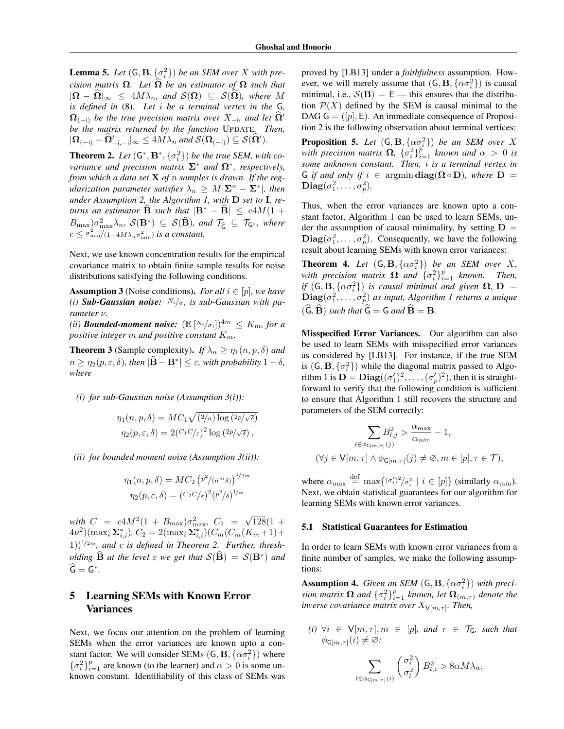**Lemma 5.** *Let $(\mathsf{G}, \mathbf{B}, \{\sigma_i^2\})$ be an SEM over $X$ with precision matrix $\mathbf{\Omega}$. Let $\widehat{\mathbf{\Omega}}$ be an estimator of $\mathbf{\Omega}$ such that $|\mathbf{\Omega} - \widehat{\mathbf{\Omega}}|_\infty \leq 4M\lambda_n$, and $\mathcal{S}(\mathbf{\Omega}) \subseteq \mathcal{S}(\widehat{\mathbf{\Omega}})$, where $M$ is defined in* (8)*. Let $i$ be a terminal vertex in the $\mathsf{G}$, $\mathbf{\Omega}_{(-\mathrm{i})}$ be the true precision matrix over $X_{-\mathrm{i}}$, and let $\widehat{\mathbf{\Omega}}'$ be the matrix returned by the function* UPDATE*. Then, $|\mathbf{\Omega}_{(-\mathrm{i})} - \widehat{\mathbf{\Omega}}'_{-\mathrm{i},-\mathrm{i}}|_\infty \leq 4M\lambda_n$ and $\mathcal{S}(\mathbf{\Omega}_{(-\mathrm{i})}) \subseteq \mathcal{S}(\widehat{\mathbf{\Omega}}')$.*

**Theorem 2.** *Let $(\mathsf{G}^*, \mathbf{B}^*, \{\sigma_i^2\})$ be the true SEM, with covariance and precision matrix $\mathbf{\Sigma}^*$ and $\mathbf{\Omega}^*$, respectively, from which a data set $\mathbf{X}$ of $n$ samples is drawn. If the regularization parameter satisfies $\lambda_n \geq M|\mathbf{\Sigma}^n - \mathbf{\Sigma}^*|$, then under Assumption 2, the Algorithm 1, with $\mathbf{D}$ set to $\mathbf{I}$, returns an estimator $\widehat{\mathbf{B}}$ such that $|\mathbf{B}^* - \widehat{\mathbf{B}}| \leq c4M(1 + B_{\max})\sigma_{\max}^2\lambda_n$, $\mathcal{S}(\mathbf{B}^*) \subseteq \mathcal{S}(\widehat{\mathbf{B}})$, and $\mathcal{T}_{\widehat{\mathsf{G}}} \subseteq \mathcal{T}_{\mathsf{G}^*}$, where $c \leq \sigma_{\min}^2/(1 - 4M\lambda_n\sigma_{\min}^2)$ is a constant.*

Next, we use known concentration results for the empirical covariance matrix to obtain finite sample results for noise distributions satisfying the following conditions.

**Assumption 3** (Noise conditions)**.** *For all $i \in [p]$, we have (i) **Sub-Gaussian noise:** $N_i/\sigma_i$ is sub-Gaussian with parameter $\nu$.*
*(ii) **Bounded-moment noise:** $(\mathbb{E}\left[N_i/\sigma_i\right])^{4m} \leq K_m$, for a positive integer $m$ and positive constant $K_m$.*

**Theorem 3** (Sample complexity)**.** *If $\lambda_n \geq \eta_1(n, p, \delta)$ and $n \geq \eta_2(p, \varepsilon, \delta)$, then $|\widehat{\mathbf{B}} - \mathbf{B}^*| \leq \varepsilon$, with probability $1 - \delta$, where*

*(i) for sub-Gaussian noise (Assumption 3(i)):*

$$\eta_1(n, p, \delta) = MC_1\sqrt{(2/n)\log\left(2p/\sqrt{\delta}\right)}$$
$$\eta_2(p, \varepsilon, \delta) = 2(C_1C/\varepsilon)^2\log\left(2p/\sqrt{\delta}\right),$$

*(ii) for bounded moment noise (Assumption 3(ii)):*

$$\eta_1(n, p, \delta) = MC_2\left(p^2/(n^m\delta)\right)^{1/2m}$$
$$\eta_2(p, \varepsilon, \delta) = (C_2C/\varepsilon)^2(p^2/\delta)^{1/m}$$

*with $C = c4M^2(1 + B_{\max})\sigma_{\max}^2$, $C_1 = \sqrt{128}(1 + 4\nu^2)(\max_i \mathbf{\Sigma}^*_{i,i})$, $C_2 = 2(\max_i \mathbf{\Sigma}^*_{i,i})(C_m(C_m(K_m+1)+1))^{1/2m}$, and $c$ is defined in Theorem 2. Further, thresholding $\widehat{\mathbf{B}}$ at the level $\varepsilon$ we get that $\mathcal{S}(\widehat{\mathbf{B}}) = \mathcal{S}(\mathbf{B}^*)$ and $\widehat{\mathsf{G}} = \mathsf{G}^*$.*

## 5 Learning SEMs with Known Error Variances

Next, we focus our attention on the problem of learning SEMs when the error variances are known upto a constant factor. We will consider SEMs $(\mathsf{G}, \mathbf{B}, \{\alpha\sigma_i^2\})$ where $\{\sigma_i^2\}_{i=1}^p$ are known (to the learner) and $\alpha > 0$ is some unknown constant. Identifiability of this class of SEMs was proved by [LB13] under a *faithfulness* assumption. However, we will merely assume that $(\mathsf{G}, \mathbf{B}, \{\alpha\sigma_i^2\})$ is causal minimal, i.e., $\mathcal{S}(\mathbf{B}) = \mathsf{E}$ — this ensures that the distribution $\mathcal{P}(X)$ defined by the SEM is causal minimal to the DAG $\mathsf{G} = ([p], \mathsf{E})$. An immediate consequence of Proposition 2 is the following observation about terminal vertices:

**Proposition 5.** *Let $(\mathsf{G}, \mathbf{B}, \{\alpha\sigma_i^2\})$ be an SEM over $X$ with precision matrix $\mathbf{\Omega}$, $\{\sigma_i^2\}_{i=1}^p$ known and $\alpha > 0$ is some unknown constant. Then, $i$ is a terminal vertex in $\mathsf{G}$ if and only if $i \in \operatorname{argmin} \mathbf{diag}(\mathbf{\Omega} \circ \mathbf{D})$, where $\mathbf{D} = \mathbf{Diag}(\sigma_1^2, \ldots, \sigma_p^2)$.*

Thus, when the error variances are known upto a constant factor, Algorithm 1 can be used to learn SEMs, under the assumption of causal minimality, by setting $\mathbf{D} = \mathbf{Diag}(\sigma_1^2, \ldots, \sigma_p^2)$. Consequently, we have the following result about learning SEMs with known error variances:

**Theorem 4.** *Let $(\mathsf{G}, \mathbf{B}, \{\alpha\sigma_i^2\})$ be an SEM over $X$, with precision matrix $\mathbf{\Omega}$ and $\{\sigma_i^2\}_{i=1}^p$ known. Then, if $(\mathsf{G}, \mathbf{B}, \{\alpha\sigma_i^2\})$ is causal minimal and given $\mathbf{\Omega}$, $\mathbf{D} = \mathbf{Diag}(\sigma_1^2, \ldots, \sigma_p^2)$ as input, Algorithm 1 returns a unique $(\widehat{\mathsf{G}}, \widehat{\mathbf{B}})$ such that $\widehat{\mathsf{G}} = \mathsf{G}$ and $\widehat{\mathbf{B}} = \mathbf{B}$.*

**Misspecified Error Variances.** Our algorithm can also be used to learn SEMs with misspecified error variances as considered by [LB13]. For instance, if the true SEM is $(\mathsf{G}, \mathbf{B}, \{\sigma_i^2\})$ while the diagonal matrix passed to Algorithm 1 is $\mathbf{D} = \mathbf{Diag}((\sigma_1')^2, \ldots, (\sigma_p')^2)$, then it is straightforward to verify that the following condition is sufficient to ensure that Algorithm 1 still recovers the structure and parameters of the SEM correctly:

$$\sum_{l \in \phi_{\mathsf{G}[m,\tau]}(j)} B_{l,j}^2 > \frac{\alpha_{\max}}{\alpha_{\min}} - 1,$$
$$(\forall j \in \mathsf{V}[m, \tau] \wedge \phi_{\mathsf{G}[m,\tau]}(j) \neq \varnothing, m \in [p], \tau \in \mathcal{T}),$$

where $\alpha_{\max} \stackrel{\text{def}}{=} \max\{(\sigma_i')^2/\sigma_i^2 \mid i \in [p]\}$ (similarly $\alpha_{\min}$). Next, we obtain statistical guarantees for our algorithm for learning SEMs with known error variances.

### 5.1 Statistical Guarantees for Estimation

In order to learn SEMs with known error variances from a finite number of samples, we make the following assumptions:

**Assumption 4.** *Given an SEM $(\mathsf{G}, \mathbf{B}, \{\alpha\sigma_i^2\})$ with precision matrix $\mathbf{\Omega}$ and $\{\sigma_i^2\}_{i=1}^p$ known, let $\mathbf{\Omega}_{(m,\tau)}$ denote the inverse covariance matrix over $X_{\mathsf{V}[m,\tau]}$. Then,*

*(i) $\forall i \in \mathsf{V}[m, \tau], m \in [p]$, and $\tau \in \mathcal{T}_{\mathsf{G}}$, such that $\phi_{\mathsf{G}[m,\tau]}(i) \neq \varnothing$:*

$$\sum_{l \in \phi_{\mathsf{G}[m,\tau]}(i)} \left(\frac{\sigma_i^2}{\sigma_l^2}\right) B_{l,i}^2 > 8\alpha M\lambda_n,$$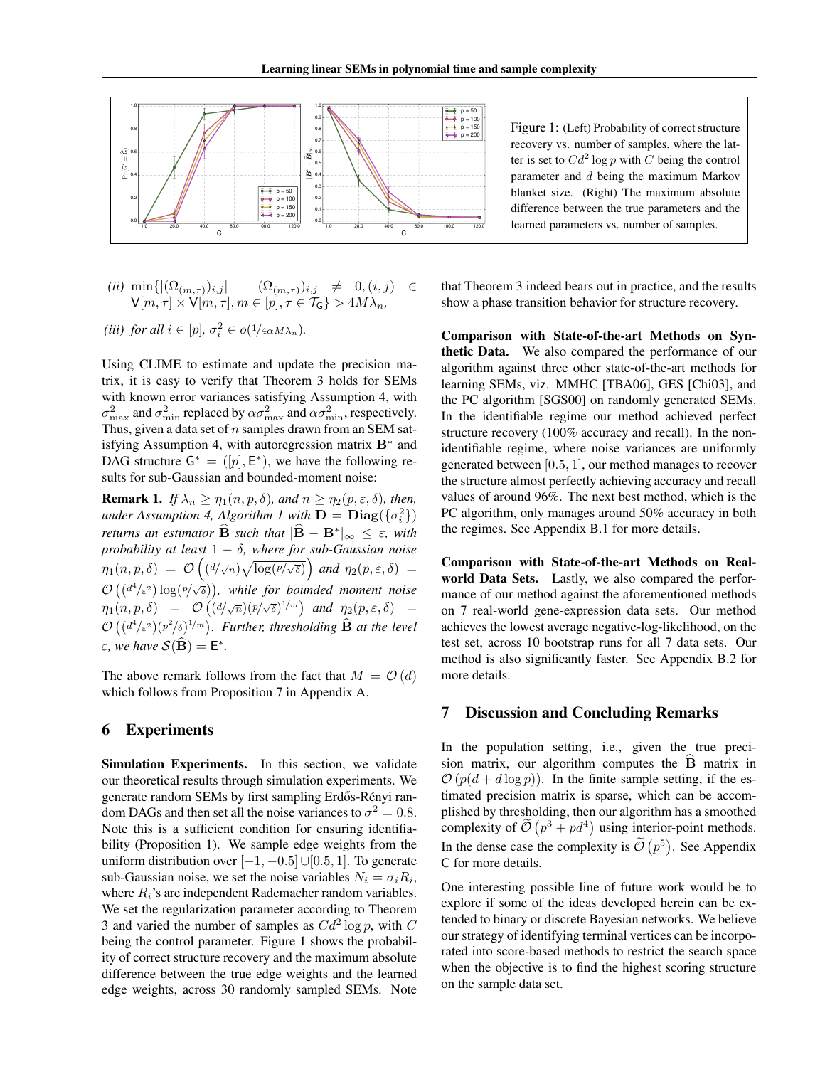Figure 1: (Left) Probability of correct structure recovery vs. number of samples, where the latter is set to $Cd^2 \log p$ with $C$ being the control parameter and $d$ being the maximum Markov blanket size. (Right) The maximum absolute difference between the true parameters and the learned parameters vs. number of samples.

*(ii)* $\min\{|(\Omega_{(m,\tau)})_{i,j}| \mid (\Omega_{(m,\tau)})_{i,j} \neq 0, (i,j) \in \mathsf{V}[m,\tau] \times \mathsf{V}[m,\tau], m \in [p], \tau \in \mathcal{T}_{\mathsf{G}}\} > 4M\lambda_n$,

*(iii)* *for all* $i \in [p]$, $\sigma_i^2 \in o(1/4\alpha M \lambda_n)$.

Using CLIME to estimate and update the precision matrix, it is easy to verify that Theorem 3 holds for SEMs with known error variances satisfying Assumption 4, with $\sigma^2_{\max}$ and $\sigma^2_{\min}$ replaced by $\alpha\sigma^2_{\max}$ and $\alpha\sigma^2_{\min}$, respectively. Thus, given a data set of $n$ samples drawn from an SEM satisfying Assumption 4, with autoregression matrix $\mathbf{B}^*$ and DAG structure $\mathsf{G}^* = ([p], \mathsf{E}^*)$, we have the following results for sub-Gaussian and bounded-moment noise:

**Remark 1.** *If* $\lambda_n \geq \eta_1(n, p, \delta)$, *and* $n \geq \eta_2(p, \varepsilon, \delta)$, *then, under Assumption 4, Algorithm 1 with* $\mathbf{D} = \mathbf{Diag}(\{\sigma_i^2\})$ *returns an estimator* $\widehat{\mathbf{B}}$ *such that* $|\widehat{\mathbf{B}} - \mathbf{B}^*|_\infty \leq \varepsilon$, *with probability at least* $1 - \delta$, *where for sub-Gaussian noise* $\eta_1(n, p, \delta) = \mathcal{O}\left((d/\sqrt{n})\sqrt{\log(p/\sqrt{\delta})}\right)$ *and* $\eta_2(p, \varepsilon, \delta) = \mathcal{O}\left((d^4/\varepsilon^2)\log(p/\sqrt{\delta})\right)$, *while for bounded moment noise* $\eta_1(n, p, \delta) = \mathcal{O}\left((d/\sqrt{n})(p/\sqrt{\delta})^{1/m}\right)$ *and* $\eta_2(p, \varepsilon, \delta) = \mathcal{O}\left((d^4/\varepsilon^2)(p^2/\delta)^{1/m}\right)$. *Further, thresholding* $\widehat{\mathbf{B}}$ *at the level* $\varepsilon$, *we have* $\mathcal{S}(\widehat{\mathbf{B}}) = \mathsf{E}^*$.

The above remark follows from the fact that $M = \mathcal{O}(d)$ which follows from Proposition 7 in Appendix A.

## 6 Experiments

**Simulation Experiments.** In this section, we validate our theoretical results through simulation experiments. We generate random SEMs by first sampling Erdős-Rényi random DAGs and then set all the noise variances to $\sigma^2 = 0.8$. Note this is a sufficient condition for ensuring identifiability (Proposition 1). We sample edge weights from the uniform distribution over $[-1, -0.5] \cup [0.5, 1]$. To generate sub-Gaussian noise, we set the noise variables $N_i = \sigma_i R_i$, where $R_i$'s are independent Rademacher random variables. We set the regularization parameter according to Theorem 3 and varied the number of samples as $Cd^2 \log p$, with $C$ being the control parameter. Figure 1 shows the probability of correct structure recovery and the maximum absolute difference between the true edge weights and the learned edge weights, across 30 randomly sampled SEMs. Note that Theorem 3 indeed bears out in practice, and the results show a phase transition behavior for structure recovery.

**Comparison with State-of-the-art Methods on Synthetic Data.** We also compared the performance of our algorithm against three other state-of-the-art methods for learning SEMs, viz. MMHC [TBA06], GES [Chi03], and the PC algorithm [SGS00] on randomly generated SEMs. In the identifiable regime our method achieved perfect structure recovery (100% accuracy and recall). In the non-identifiable regime, where noise variances are uniformly generated between $[0.5, 1]$, our method manages to recover the structure almost perfectly achieving accuracy and recall values of around 96%. The next best method, which is the PC algorithm, only manages around 50% accuracy in both the regimes. See Appendix B.1 for more details.

**Comparison with State-of-the-art Methods on Real-world Data Sets.** Lastly, we also compared the performance of our method against the aforementioned methods on 7 real-world gene-expression data sets. Our method achieves the lowest average negative-log-likelihood, on the test set, across 10 bootstrap runs for all 7 data sets. Our method is also significantly faster. See Appendix B.2 for more details.

## 7 Discussion and Concluding Remarks

In the population setting, i.e., given the true precision matrix, our algorithm computes the $\widehat{\mathbf{B}}$ matrix in $\mathcal{O}(p(d + d\log p))$. In the finite sample setting, if the estimated precision matrix is sparse, which can be accomplished by thresholding, then our algorithm has a smoothed complexity of $\widetilde{\mathcal{O}}(p^3 + pd^4)$ using interior-point methods. In the dense case the complexity is $\widetilde{\mathcal{O}}(p^5)$. See Appendix C for more details.

One interesting possible line of future work would be to explore if some of the ideas developed herein can be extended to binary or discrete Bayesian networks. We believe our strategy of identifying terminal vertices can be incorporated into score-based methods to restrict the search space when the objective is to find the highest scoring structure on the sample data set.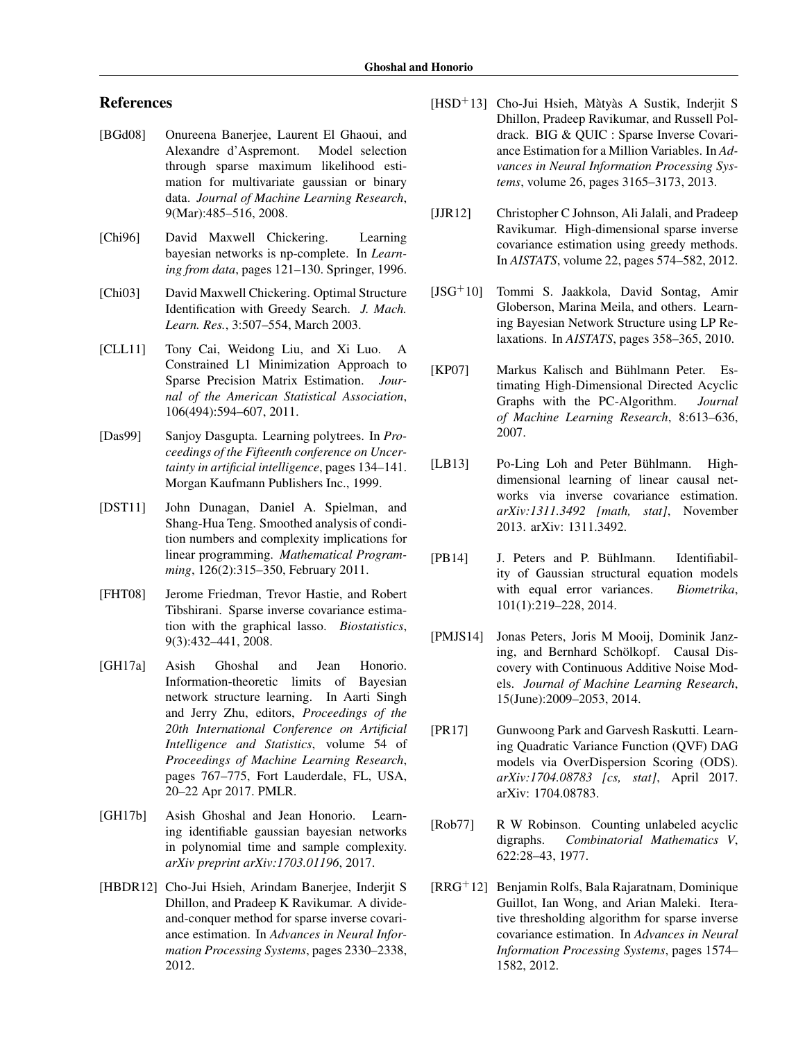## References

[BGd08] Onureena Banerjee, Laurent El Ghaoui, and Alexandre d'Aspremont. Model selection through sparse maximum likelihood estimation for multivariate gaussian or binary data. *Journal of Machine Learning Research*, 9(Mar):485–516, 2008.

[Chi96] David Maxwell Chickering. Learning bayesian networks is np-complete. In *Learning from data*, pages 121–130. Springer, 1996.

[Chi03] David Maxwell Chickering. Optimal Structure Identification with Greedy Search. *J. Mach. Learn. Res.*, 3:507–554, March 2003.

[CLL11] Tony Cai, Weidong Liu, and Xi Luo. A Constrained L1 Minimization Approach to Sparse Precision Matrix Estimation. *Journal of the American Statistical Association*, 106(494):594–607, 2011.

[Das99] Sanjoy Dasgupta. Learning polytrees. In *Proceedings of the Fifteenth conference on Uncertainty in artificial intelligence*, pages 134–141. Morgan Kaufmann Publishers Inc., 1999.

[DST11] John Dunagan, Daniel A. Spielman, and Shang-Hua Teng. Smoothed analysis of condition numbers and complexity implications for linear programming. *Mathematical Programming*, 126(2):315–350, February 2011.

[FHT08] Jerome Friedman, Trevor Hastie, and Robert Tibshirani. Sparse inverse covariance estimation with the graphical lasso. *Biostatistics*, 9(3):432–441, 2008.

[GH17a] Asish Ghoshal and Jean Honorio. Information-theoretic limits of Bayesian network structure learning. In Aarti Singh and Jerry Zhu, editors, *Proceedings of the 20th International Conference on Artificial Intelligence and Statistics*, volume 54 of *Proceedings of Machine Learning Research*, pages 767–775, Fort Lauderdale, FL, USA, 20–22 Apr 2017. PMLR.

[GH17b] Asish Ghoshal and Jean Honorio. Learning identifiable gaussian bayesian networks in polynomial time and sample complexity. *arXiv preprint arXiv:1703.01196*, 2017.

[HBDR12] Cho-Jui Hsieh, Arindam Banerjee, Inderjit S Dhillon, and Pradeep K Ravikumar. A divide-and-conquer method for sparse inverse covariance estimation. In *Advances in Neural Information Processing Systems*, pages 2330–2338, 2012.

[HSD+13] Cho-Jui Hsieh, Màtyàs A Sustik, Inderjit S Dhillon, Pradeep Ravikumar, and Russell Poldrack. BIG & QUIC : Sparse Inverse Covariance Estimation for a Million Variables. In *Advances in Neural Information Processing Systems*, volume 26, pages 3165–3173, 2013.

[JJR12] Christopher C Johnson, Ali Jalali, and Pradeep Ravikumar. High-dimensional sparse inverse covariance estimation using greedy methods. In *AISTATS*, volume 22, pages 574–582, 2012.

[JSG+10] Tommi S. Jaakkola, David Sontag, Amir Globerson, Marina Meila, and others. Learning Bayesian Network Structure using LP Relaxations. In *AISTATS*, pages 358–365, 2010.

[KP07] Markus Kalisch and Bühlmann Peter. Estimating High-Dimensional Directed Acyclic Graphs with the PC-Algorithm. *Journal of Machine Learning Research*, 8:613–636, 2007.

[LB13] Po-Ling Loh and Peter Bühlmann. High-dimensional learning of linear causal networks via inverse covariance estimation. *arXiv:1311.3492 [math, stat]*, November 2013. arXiv: 1311.3492.

[PB14] J. Peters and P. Bühlmann. Identifiability of Gaussian structural equation models with equal error variances. *Biometrika*, 101(1):219–228, 2014.

[PMJS14] Jonas Peters, Joris M Mooij, Dominik Janzing, and Bernhard Schölkopf. Causal Discovery with Continuous Additive Noise Models. *Journal of Machine Learning Research*, 15(June):2009–2053, 2014.

[PR17] Gunwoong Park and Garvesh Raskutti. Learning Quadratic Variance Function (QVF) DAG models via OverDispersion Scoring (ODS). *arXiv:1704.08783 [cs, stat]*, April 2017. arXiv: 1704.08783.

[Rob77] R W Robinson. Counting unlabeled acyclic digraphs. *Combinatorial Mathematics V*, 622:28–43, 1977.

[RRG+12] Benjamin Rolfs, Bala Rajaratnam, Dominique Guillot, Ian Wong, and Arian Maleki. Iterative thresholding algorithm for sparse inverse covariance estimation. In *Advances in Neural Information Processing Systems*, pages 1574–1582, 2012.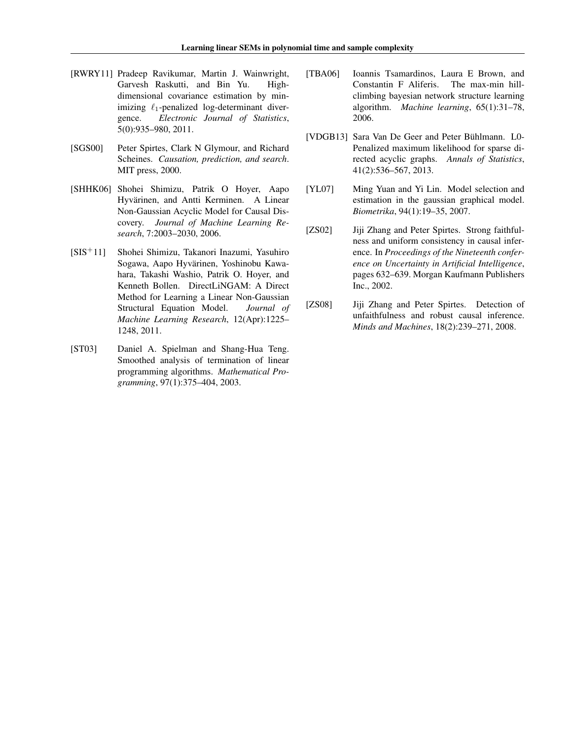[RWRY11] Pradeep Ravikumar, Martin J. Wainwright, Garvesh Raskutti, and Bin Yu. High-dimensional covariance estimation by minimizing $\ell_1$-penalized log-determinant divergence. *Electronic Journal of Statistics*, 5(0):935–980, 2011.

[SGS00] Peter Spirtes, Clark N Glymour, and Richard Scheines. *Causation, prediction, and search*. MIT press, 2000.

[SHHK06] Shohei Shimizu, Patrik O Hoyer, Aapo Hyvärinen, and Antti Kerminen. A Linear Non-Gaussian Acyclic Model for Causal Discovery. *Journal of Machine Learning Research*, 7:2003–2030, 2006.

[SIS+11] Shohei Shimizu, Takanori Inazumi, Yasuhiro Sogawa, Aapo Hyvärinen, Yoshinobu Kawahara, Takashi Washio, Patrik O. Hoyer, and Kenneth Bollen. DirectLiNGAM: A Direct Method for Learning a Linear Non-Gaussian Structural Equation Model. *Journal of Machine Learning Research*, 12(Apr):1225–1248, 2011.

[ST03] Daniel A. Spielman and Shang-Hua Teng. Smoothed analysis of termination of linear programming algorithms. *Mathematical Programming*, 97(1):375–404, 2003.

[TBA06] Ioannis Tsamardinos, Laura E Brown, and Constantin F Aliferis. The max-min hill-climbing bayesian network structure learning algorithm. *Machine learning*, 65(1):31–78, 2006.

[VDGB13] Sara Van De Geer and Peter Bühlmann. L0-Penalized maximum likelihood for sparse directed acyclic graphs. *Annals of Statistics*, 41(2):536–567, 2013.

[YL07] Ming Yuan and Yi Lin. Model selection and estimation in the gaussian graphical model. *Biometrika*, 94(1):19–35, 2007.

[ZS02] Jiji Zhang and Peter Spirtes. Strong faithfulness and uniform consistency in causal inference. In *Proceedings of the Nineteenth conference on Uncertainty in Artificial Intelligence*, pages 632–639. Morgan Kaufmann Publishers Inc., 2002.

[ZS08] Jiji Zhang and Peter Spirtes. Detection of unfaithfulness and robust causal inference. *Minds and Machines*, 18(2):239–271, 2008.